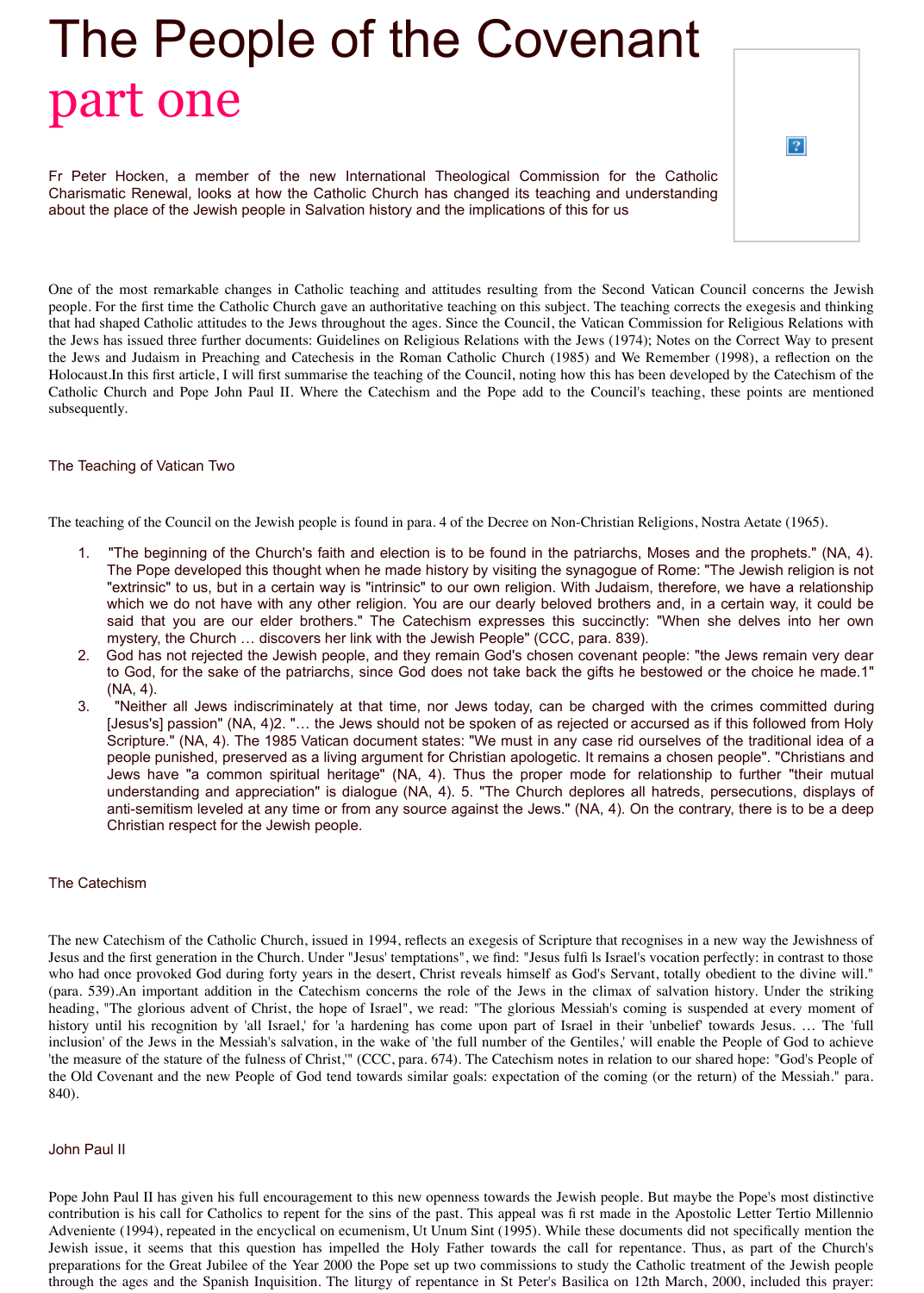# The People of the Covenant
## part one

Fr Peter Hocken, a member of the new International Theological Commission for the Catholic Charismatic Renewal, looks at how the Catholic Church has changed its teaching and understanding about the place of the Jewish people in Salvation history and the implications of this for us

One of the most remarkable changes in Catholic teaching and attitudes resulting from the Second Vatican Council concerns the Jewish people. For the first time the Catholic Church gave an authoritative teaching on this subject. The teaching corrects the exegesis and thinking that had shaped Catholic attitudes to the Jews throughout the ages. Since the Council, the Vatican Commission for Religious Relations with the Jews has issued three further documents: Guidelines on Religious Relations with the Jews (1974); Notes on the Correct Way to present the Jews and Judaism in Preaching and Catechesis in the Roman Catholic Church (1985) and We Remember (1998), a reflection on the Holocaust.In this first article, I will first summarise the teaching of the Council, noting how this has been developed by the Catechism of the Catholic Church and Pope John Paul II. Where the Catechism and the Pope add to the Council's teaching, these points are mentioned subsequently.

### The Teaching of Vatican Two

The teaching of the Council on the Jewish people is found in para. 4 of the Decree on Non-Christian Religions, Nostra Aetate (1965).

1. "The beginning of the Church's faith and election is to be found in the patriarchs, Moses and the prophets." (NA, 4). The Pope developed this thought when he made history by visiting the synagogue of Rome: "The Jewish religion is not "extrinsic" to us, but in a certain way is "intrinsic" to our own religion. With Judaism, therefore, we have a relationship which we do not have with any other religion. You are our dearly beloved brothers and, in a certain way, it could be said that you are our elder brothers." The Catechism expresses this succinctly: "When she delves into her own mystery, the Church … discovers her link with the Jewish People" (CCC, para. 839).
2. God has not rejected the Jewish people, and they remain God's chosen covenant people: "the Jews remain very dear to God, for the sake of the patriarchs, since God does not take back the gifts he bestowed or the choice he made.1" (NA, 4).
3. "Neither all Jews indiscriminately at that time, nor Jews today, can be charged with the crimes committed during [Jesus's] passion" (NA, 4)2. "… the Jews should not be spoken of as rejected or accursed as if this followed from Holy Scripture." (NA, 4). The 1985 Vatican document states: "We must in any case rid ourselves of the traditional idea of a people punished, preserved as a living argument for Christian apologetic. It remains a chosen people". "Christians and Jews have "a common spiritual heritage" (NA, 4). Thus the proper mode for relationship to further "their mutual understanding and appreciation" is dialogue (NA, 4). 5. "The Church deplores all hatreds, persecutions, displays of anti-semitism leveled at any time or from any source against the Jews." (NA, 4). On the contrary, there is to be a deep Christian respect for the Jewish people.

### The Catechism

The new Catechism of the Catholic Church, issued in 1994, reflects an exegesis of Scripture that recognises in a new way the Jewishness of Jesus and the first generation in the Church. Under "Jesus' temptations", we find: "Jesus fulfi ls Israel's vocation perfectly: in contrast to those who had once provoked God during forty years in the desert, Christ reveals himself as God's Servant, totally obedient to the divine will." (para. 539).An important addition in the Catechism concerns the role of the Jews in the climax of salvation history. Under the striking heading, "The glorious advent of Christ, the hope of Israel", we read: "The glorious Messiah's coming is suspended at every moment of history until his recognition by 'all Israel,' for 'a hardening has come upon part of Israel in their 'unbelief' towards Jesus. … The 'full inclusion' of the Jews in the Messiah's salvation, in the wake of 'the full number of the Gentiles,' will enable the People of God to achieve 'the measure of the stature of the fulness of Christ,'" (CCC, para. 674). The Catechism notes in relation to our shared hope: "God's People of the Old Covenant and the new People of God tend towards similar goals: expectation of the coming (or the return) of the Messiah." para. 840).

### John Paul II

Pope John Paul II has given his full encouragement to this new openness towards the Jewish people. But maybe the Pope's most distinctive contribution is his call for Catholics to repent for the sins of the past. This appeal was fi rst made in the Apostolic Letter Tertio Millennio Adveniente (1994), repeated in the encyclical on ecumenism, Ut Unum Sint (1995). While these documents did not specifically mention the Jewish issue, it seems that this question has impelled the Holy Father towards the call for repentance. Thus, as part of the Church's preparations for the Great Jubilee of the Year 2000 the Pope set up two commissions to study the Catholic treatment of the Jewish people through the ages and the Spanish Inquisition. The liturgy of repentance in St Peter's Basilica on 12th March, 2000, included this prayer: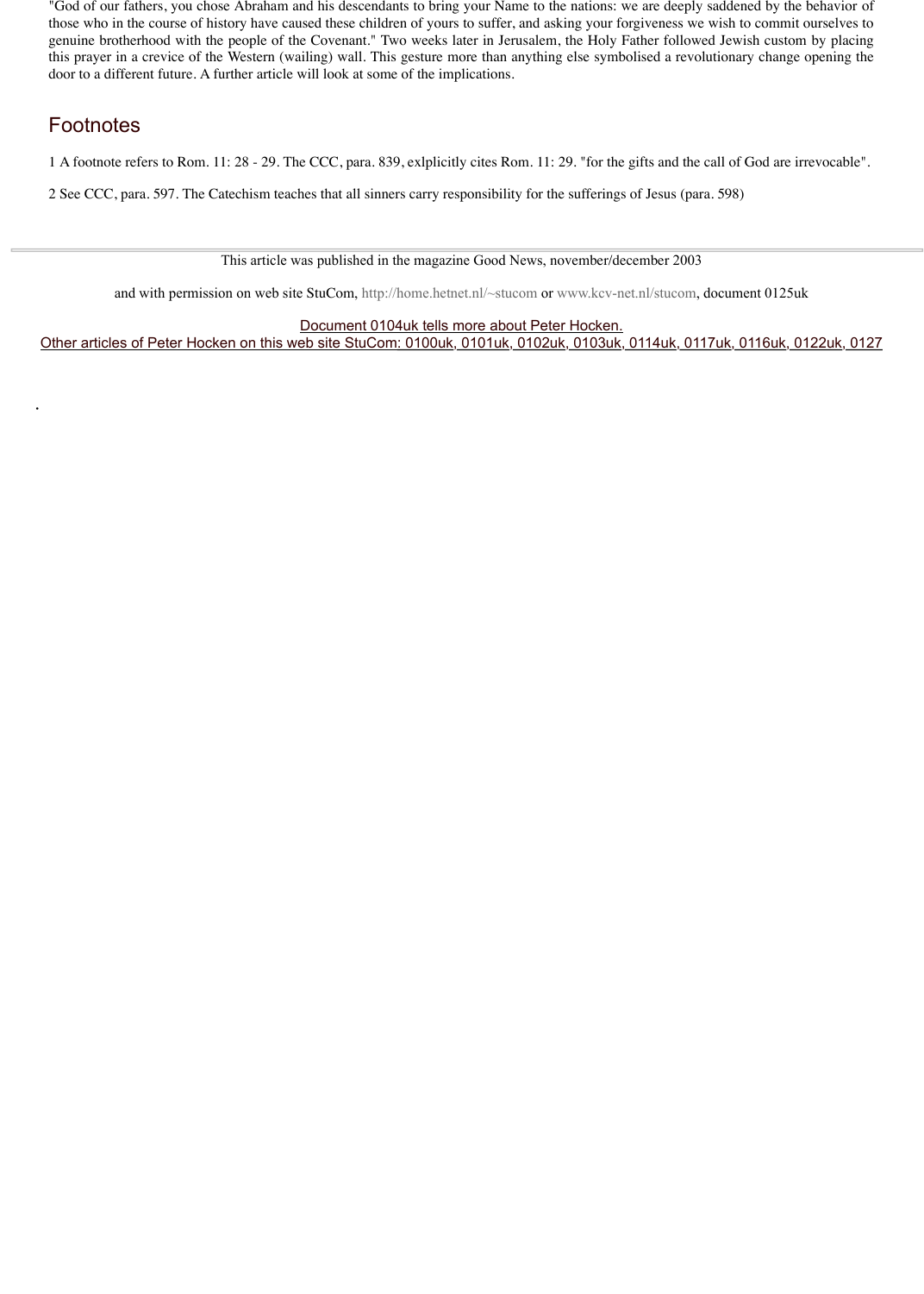"God of our fathers, you chose Abraham and his descendants to bring your Name to the nations: we are deeply saddened by the behavior of those who in the course of history have caused these children of yours to suffer, and asking your forgiveness we wish to commit ourselves to genuine brotherhood with the people of the Covenant." Two weeks later in Jerusalem, the Holy Father followed Jewish custom by placing this prayer in a crevice of the Western (wailing) wall. This gesture more than anything else symbolised a revolutionary change opening the door to a different future. A further article will look at some of the implications.

## Footnotes

1 A footnote refers to Rom. 11: 28 - 29. The CCC, para. 839, exlplicitly cites Rom. 11: 29. "for the gifts and the call of God are irrevocable".

2 See CCC, para. 597. The Catechism teaches that all sinners carry responsibility for the sufferings of Jesus (para. 598)

---

This article was published in the magazine Good News, november/december 2003

and with permission on web site StuCom, http://home.hetnet.nl/~stucom or www.kcv-net.nl/stucom, document 0125uk

Document 0104uk tells more about Peter Hocken.
Other articles of Peter Hocken on this web site StuCom: 0100uk, 0101uk, 0102uk, 0103uk, 0114uk, 0117uk, 0116uk, 0122uk, 0127

.